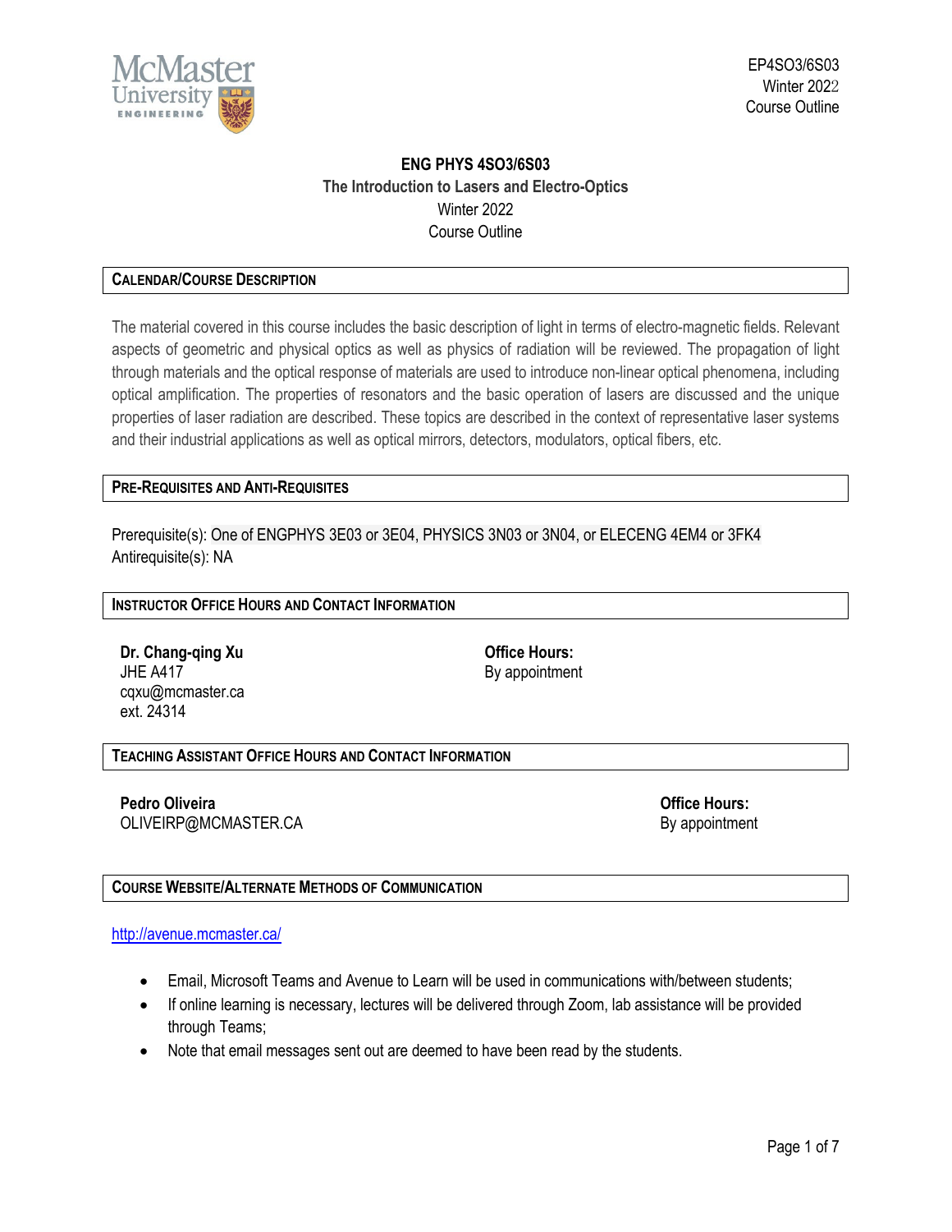# ENG PHYS 4SO3/6S03

## The Introduction to Lasers and Electro-Optics

Winter 2022

Course Outline

### CALENDAR/COURSE DESCRIPTION

The material covered in this course includes the basic description of light in terms of electro-magnetic fields. Relevant aspects of geometric and physical optics as well as physics of radiation will be reviewed. The propagation of light through materials and the optical response of materials are used to introduce non-linear optical phenomena, including optical amplification. The properties of resonators and the basic operation of lasers are discussed and the unique properties of laser radiation are described. These topics are described in the context of representative laser systems and their industrial applications as well as optical mirrors, detectors, modulators, optical fibers, etc.

### PRE-REQUISITES AND ANTI-REQUISITES

Prerequisite(s): One of ENGPHYS 3E03 or 3E04, PHYSICS 3N03 or 3N04, or ELECENG 4EM4 or 3FK4
Antirequisite(s): NA

### INSTRUCTOR OFFICE HOURS AND CONTACT INFORMATION

**Dr. Chang-qing Xu**
JHE A417
cqxu@mcmaster.ca
ext. 24314

**Office Hours:**
By appointment

### TEACHING ASSISTANT OFFICE HOURS AND CONTACT INFORMATION

**Pedro Oliveira**
OLIVEIRP@MCMASTER.CA

**Office Hours:**
By appointment

### COURSE WEBSITE/ALTERNATE METHODS OF COMMUNICATION

http://avenue.mcmaster.ca/

- Email, Microsoft Teams and Avenue to Learn will be used in communications with/between students;
- If online learning is necessary, lectures will be delivered through Zoom, lab assistance will be provided through Teams;
- Note that email messages sent out are deemed to have been read by the students.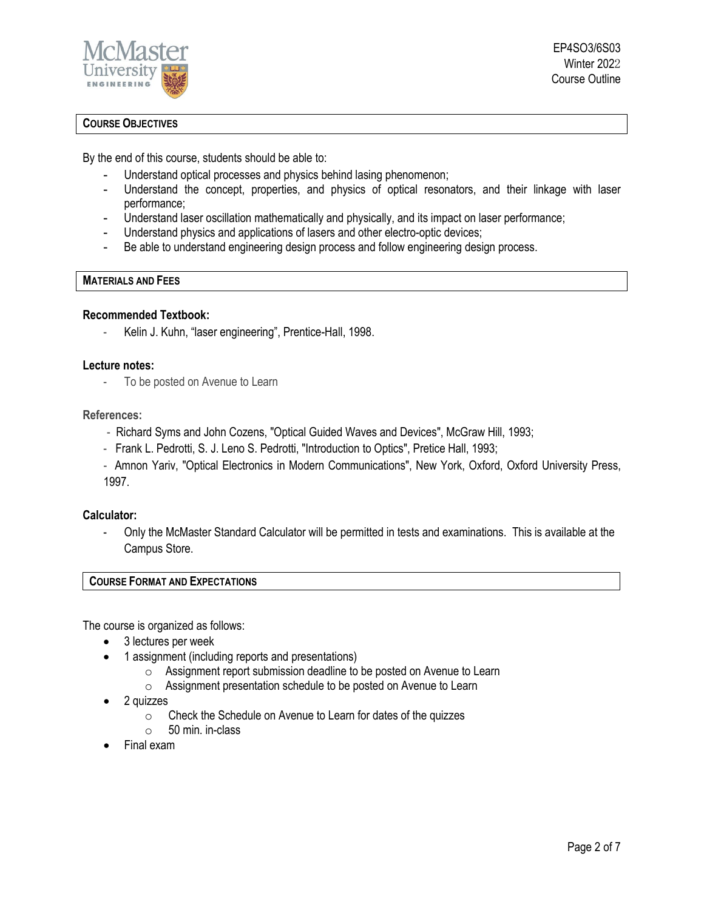## COURSE OBJECTIVES

By the end of this course, students should be able to:

- Understand optical processes and physics behind lasing phenomenon;
- Understand the concept, properties, and physics of optical resonators, and their linkage with laser performance;
- Understand laser oscillation mathematically and physically, and its impact on laser performance;
- Understand physics and applications of lasers and other electro-optic devices;
- Be able to understand engineering design process and follow engineering design process.

## MATERIALS AND FEES

**Recommended Textbook:**

- Kelin J. Kuhn, "laser engineering", Prentice-Hall, 1998.

**Lecture notes:**

- To be posted on Avenue to Learn

**References:**

- Richard Syms and John Cozens, "Optical Guided Waves and Devices", McGraw Hill, 1993;
- Frank L. Pedrotti, S. J. Leno S. Pedrotti, "Introduction to Optics", Pretice Hall, 1993;
- Amnon Yariv, "Optical Electronics in Modern Communications", New York, Oxford, Oxford University Press, 1997.

**Calculator:**

- Only the McMaster Standard Calculator will be permitted in tests and examinations. This is available at the Campus Store.

## COURSE FORMAT AND EXPECTATIONS

The course is organized as follows:

- 3 lectures per week
- 1 assignment (including reports and presentations)
  - Assignment report submission deadline to be posted on Avenue to Learn
  - Assignment presentation schedule to be posted on Avenue to Learn
- 2 quizzes
  - Check the Schedule on Avenue to Learn for dates of the quizzes
  - 50 min. in-class
- Final exam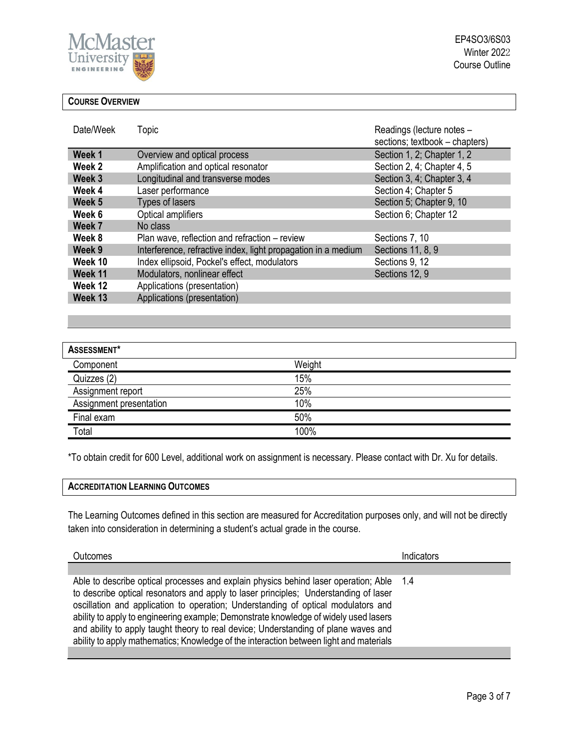## COURSE OVERVIEW

| Date/Week | Topic | Readings (lecture notes – sections; textbook – chapters) |
|---|---|---|
| **Week 1** | Overview and optical process | Section 1, 2; Chapter 1, 2 |
| **Week 2** | Amplification and optical resonator | Section 2, 4; Chapter 4, 5 |
| **Week 3** | Longitudinal and transverse modes | Section 3, 4; Chapter 3, 4 |
| **Week 4** | Laser performance | Section 4; Chapter 5 |
| **Week 5** | Types of lasers | Section 5; Chapter 9, 10 |
| **Week 6** | Optical amplifiers | Section 6; Chapter 12 |
| **Week 7** | No class | |
| **Week 8** | Plan wave, reflection and refraction – review | Sections 7, 10 |
| **Week 9** | Interference, refractive index, light propagation in a medium | Sections 11, 8, 9 |
| **Week 10** | Index ellipsoid, Pockel's effect, modulators | Sections 9, 12 |
| **Week 11** | Modulators, nonlinear effect | Sections 12, 9 |
| **Week 12** | Applications (presentation) | |
| **Week 13** | Applications (presentation) | |

## ASSESSMENT*

| Component | Weight |
|---|---|
| Quizzes (2) | 15% |
| Assignment report | 25% |
| Assignment presentation | 10% |
| Final exam | 50% |
| Total | 100% |

*To obtain credit for 600 Level, additional work on assignment is necessary. Please contact with Dr. Xu for details.

## ACCREDITATION LEARNING OUTCOMES

The Learning Outcomes defined in this section are measured for Accreditation purposes only, and will not be directly taken into consideration in determining a student's actual grade in the course.

| Outcomes | Indicators |
|---|---|
| Able to describe optical processes and explain physics behind laser operation; Able to describe optical resonators and apply to laser principles; Understanding of laser oscillation and application to operation; Understanding of optical modulators and ability to apply to engineering example; Demonstrate knowledge of widely used lasers and ability to apply taught theory to real device; Understanding of plane waves and ability to apply mathematics; Knowledge of the interaction between light and materials | 1.4 |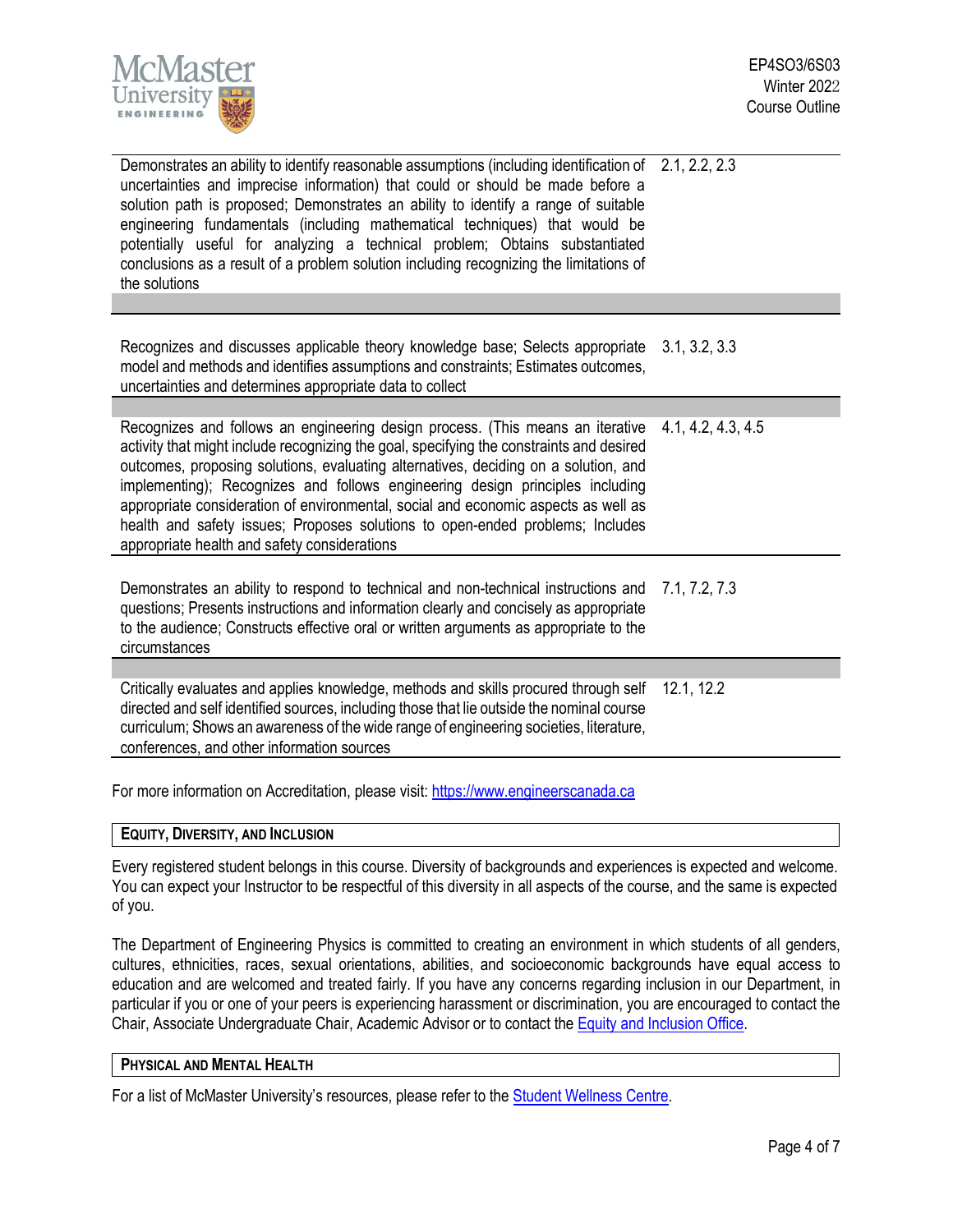| | |
|---|---|
| Demonstrates an ability to identify reasonable assumptions (including identification of uncertainties and imprecise information) that could or should be made before a solution path is proposed; Demonstrates an ability to identify a range of suitable engineering fundamentals (including mathematical techniques) that would be potentially useful for analyzing a technical problem; Obtains substantiated conclusions as a result of a problem solution including recognizing the limitations of the solutions | 2.1, 2.2, 2.3 |
| | |
| Recognizes and discusses applicable theory knowledge base; Selects appropriate model and methods and identifies assumptions and constraints; Estimates outcomes, uncertainties and determines appropriate data to collect | 3.1, 3.2, 3.3 |
| | |
| Recognizes and follows an engineering design process. (This means an iterative activity that might include recognizing the goal, specifying the constraints and desired outcomes, proposing solutions, evaluating alternatives, deciding on a solution, and implementing); Recognizes and follows engineering design principles including appropriate consideration of environmental, social and economic aspects as well as health and safety issues; Proposes solutions to open-ended problems; Includes appropriate health and safety considerations | 4.1, 4.2, 4.3, 4.5 |
| Demonstrates an ability to respond to technical and non-technical instructions and questions; Presents instructions and information clearly and concisely as appropriate to the audience; Constructs effective oral or written arguments as appropriate to the circumstances | 7.1, 7.2, 7.3 |
| | |
| Critically evaluates and applies knowledge, methods and skills procured through self directed and self identified sources, including those that lie outside the nominal course curriculum; Shows an awareness of the wide range of engineering societies, literature, conferences, and other information sources | 12.1, 12.2 |

For more information on Accreditation, please visit: https://www.engineerscanada.ca

## EQUITY, DIVERSITY, AND INCLUSION

Every registered student belongs in this course. Diversity of backgrounds and experiences is expected and welcome. You can expect your Instructor to be respectful of this diversity in all aspects of the course, and the same is expected of you.

The Department of Engineering Physics is committed to creating an environment in which students of all genders, cultures, ethnicities, races, sexual orientations, abilities, and socioeconomic backgrounds have equal access to education and are welcomed and treated fairly. If you have any concerns regarding inclusion in our Department, in particular if you or one of your peers is experiencing harassment or discrimination, you are encouraged to contact the Chair, Associate Undergraduate Chair, Academic Advisor or to contact the Equity and Inclusion Office.

## PHYSICAL AND MENTAL HEALTH

For a list of McMaster University's resources, please refer to the Student Wellness Centre.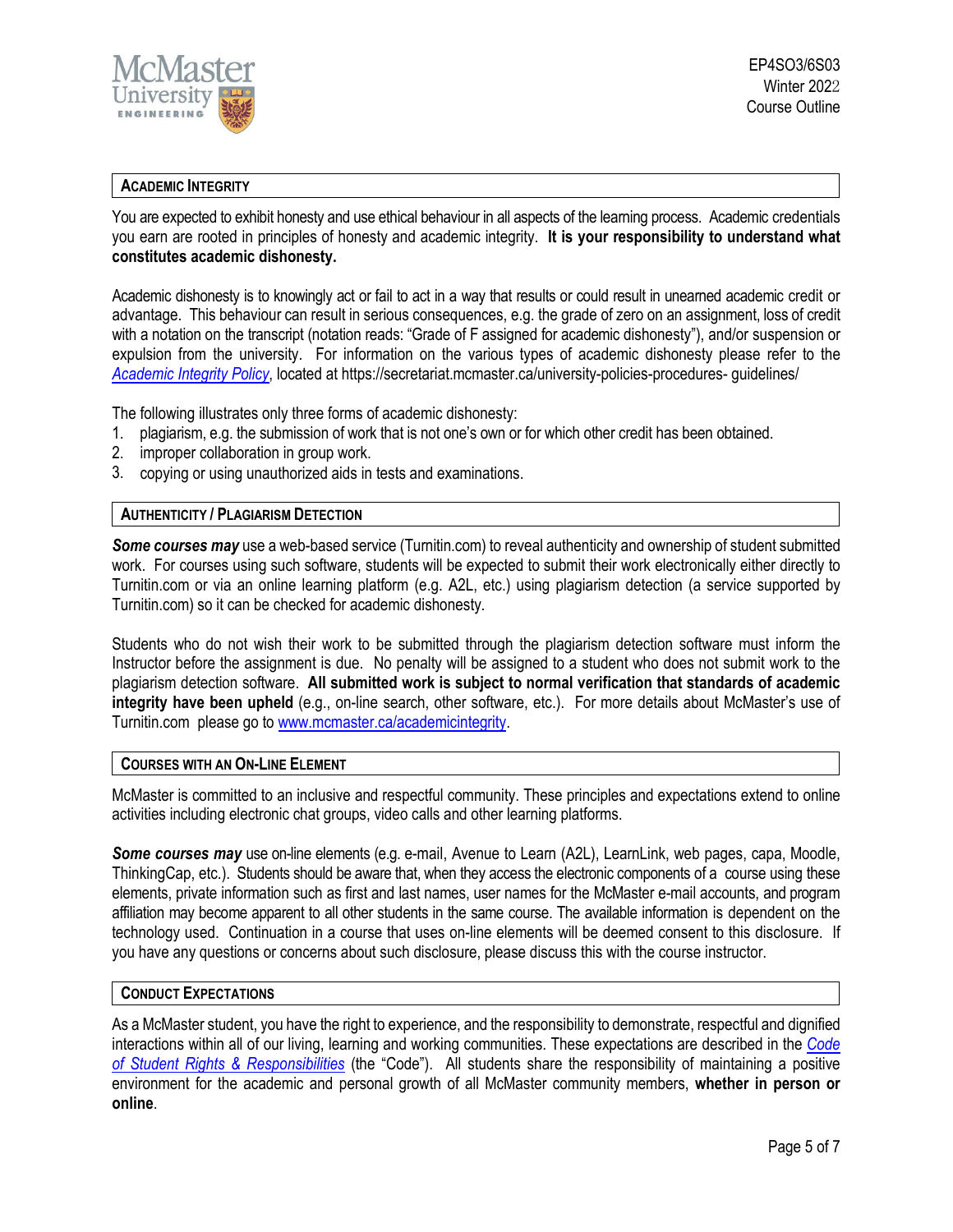## ACADEMIC INTEGRITY

You are expected to exhibit honesty and use ethical behaviour in all aspects of the learning process. Academic credentials you earn are rooted in principles of honesty and academic integrity. **It is your responsibility to understand what constitutes academic dishonesty.**

Academic dishonesty is to knowingly act or fail to act in a way that results or could result in unearned academic credit or advantage. This behaviour can result in serious consequences, e.g. the grade of zero on an assignment, loss of credit with a notation on the transcript (notation reads: "Grade of F assigned for academic dishonesty"), and/or suspension or expulsion from the university. For information on the various types of academic dishonesty please refer to the *Academic Integrity Policy*, located at https://secretariat.mcmaster.ca/university-policies-procedures- guidelines/

The following illustrates only three forms of academic dishonesty:

1. plagiarism, e.g. the submission of work that is not one's own or for which other credit has been obtained.
2. improper collaboration in group work.
3. copying or using unauthorized aids in tests and examinations.

## AUTHENTICITY / PLAGIARISM DETECTION

***Some courses may*** use a web-based service (Turnitin.com) to reveal authenticity and ownership of student submitted work. For courses using such software, students will be expected to submit their work electronically either directly to Turnitin.com or via an online learning platform (e.g. A2L, etc.) using plagiarism detection (a service supported by Turnitin.com) so it can be checked for academic dishonesty.

Students who do not wish their work to be submitted through the plagiarism detection software must inform the Instructor before the assignment is due. No penalty will be assigned to a student who does not submit work to the plagiarism detection software. **All submitted work is subject to normal verification that standards of academic integrity have been upheld** (e.g., on-line search, other software, etc.). For more details about McMaster's use of Turnitin.com please go to www.mcmaster.ca/academicintegrity.

## COURSES WITH AN ON-LINE ELEMENT

McMaster is committed to an inclusive and respectful community. These principles and expectations extend to online activities including electronic chat groups, video calls and other learning platforms.

***Some courses may*** use on-line elements (e.g. e-mail, Avenue to Learn (A2L), LearnLink, web pages, capa, Moodle, ThinkingCap, etc.). Students should be aware that, when they access the electronic components of a course using these elements, private information such as first and last names, user names for the McMaster e-mail accounts, and program affiliation may become apparent to all other students in the same course. The available information is dependent on the technology used. Continuation in a course that uses on-line elements will be deemed consent to this disclosure. If you have any questions or concerns about such disclosure, please discuss this with the course instructor.

## CONDUCT EXPECTATIONS

As a McMaster student, you have the right to experience, and the responsibility to demonstrate, respectful and dignified interactions within all of our living, learning and working communities. These expectations are described in the *Code of Student Rights & Responsibilities* (the "Code"). All students share the responsibility of maintaining a positive environment for the academic and personal growth of all McMaster community members, **whether in person or online**.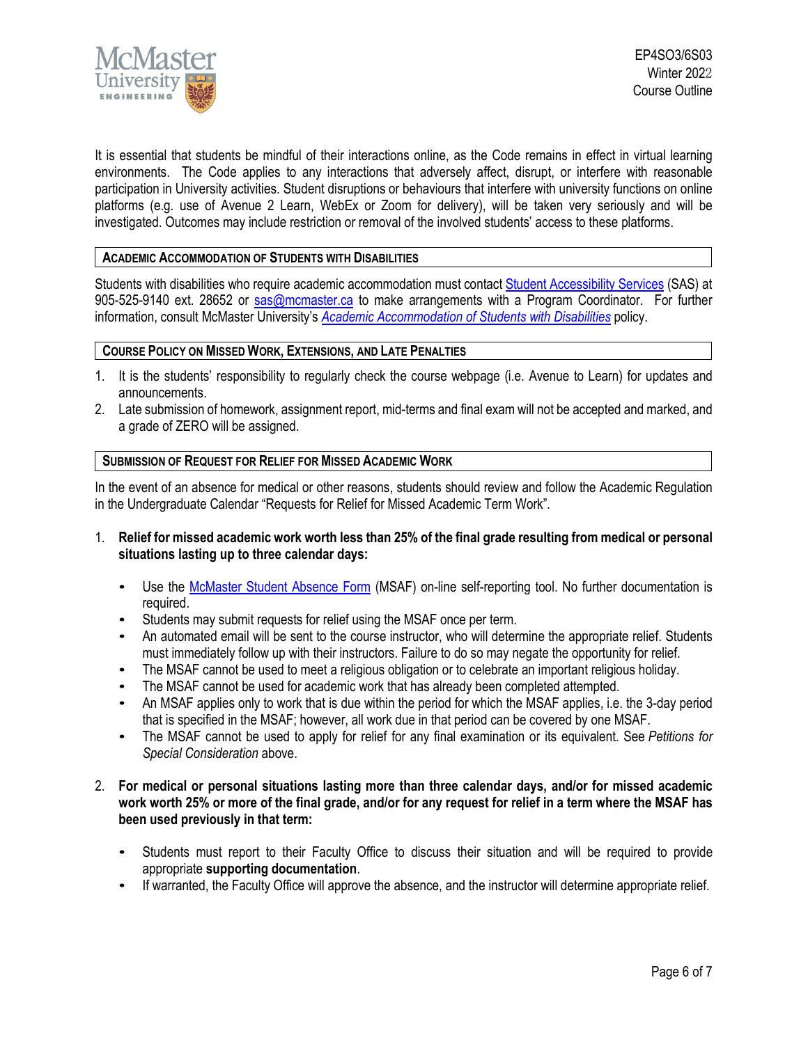It is essential that students be mindful of their interactions online, as the Code remains in effect in virtual learning environments. The Code applies to any interactions that adversely affect, disrupt, or interfere with reasonable participation in University activities. Student disruptions or behaviours that interfere with university functions on online platforms (e.g. use of Avenue 2 Learn, WebEx or Zoom for delivery), will be taken very seriously and will be investigated. Outcomes may include restriction or removal of the involved students' access to these platforms.

## Academic Accommodation of Students with Disabilities

Students with disabilities who require academic accommodation must contact Student Accessibility Services (SAS) at 905-525-9140 ext. 28652 or sas@mcmaster.ca to make arrangements with a Program Coordinator. For further information, consult McMaster University's *Academic Accommodation of Students with Disabilities* policy.

## Course Policy on Missed Work, Extensions, and Late Penalties

1. It is the students' responsibility to regularly check the course webpage (i.e. Avenue to Learn) for updates and announcements.
2. Late submission of homework, assignment report, mid-terms and final exam will not be accepted and marked, and a grade of ZERO will be assigned.

## Submission of Request for Relief for Missed Academic Work

In the event of an absence for medical or other reasons, students should review and follow the Academic Regulation in the Undergraduate Calendar "Requests for Relief for Missed Academic Term Work".

1. **Relief for missed academic work worth less than 25% of the final grade resulting from medical or personal situations lasting up to three calendar days:**

   - Use the McMaster Student Absence Form (MSAF) on-line self-reporting tool. No further documentation is required.
   - Students may submit requests for relief using the MSAF once per term.
   - An automated email will be sent to the course instructor, who will determine the appropriate relief. Students must immediately follow up with their instructors. Failure to do so may negate the opportunity for relief.
   - The MSAF cannot be used to meet a religious obligation or to celebrate an important religious holiday.
   - The MSAF cannot be used for academic work that has already been completed attempted.
   - An MSAF applies only to work that is due within the period for which the MSAF applies, i.e. the 3-day period that is specified in the MSAF; however, all work due in that period can be covered by one MSAF.
   - The MSAF cannot be used to apply for relief for any final examination or its equivalent. See *Petitions for Special Consideration* above.

2. **For medical or personal situations lasting more than three calendar days, and/or for missed academic work worth 25% or more of the final grade, and/or for any request for relief in a term where the MSAF has been used previously in that term:**

   - Students must report to their Faculty Office to discuss their situation and will be required to provide appropriate **supporting documentation**.
   - If warranted, the Faculty Office will approve the absence, and the instructor will determine appropriate relief.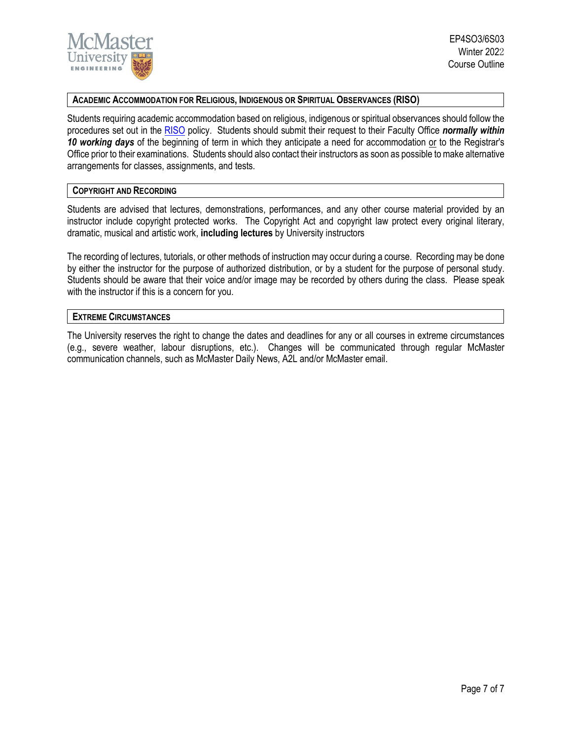## Academic Accommodation for Religious, Indigenous or Spiritual Observances (RISO)

Students requiring academic accommodation based on religious, indigenous or spiritual observances should follow the procedures set out in the RISO policy. Students should submit their request to their Faculty Office ***normally within 10 working days*** of the beginning of term in which they anticipate a need for accommodation or to the Registrar's Office prior to their examinations. Students should also contact their instructors as soon as possible to make alternative arrangements for classes, assignments, and tests.

## Copyright and Recording

Students are advised that lectures, demonstrations, performances, and any other course material provided by an instructor include copyright protected works. The Copyright Act and copyright law protect every original literary, dramatic, musical and artistic work, **including lectures** by University instructors

The recording of lectures, tutorials, or other methods of instruction may occur during a course. Recording may be done by either the instructor for the purpose of authorized distribution, or by a student for the purpose of personal study. Students should be aware that their voice and/or image may be recorded by others during the class. Please speak with the instructor if this is a concern for you.

## Extreme Circumstances

The University reserves the right to change the dates and deadlines for any or all courses in extreme circumstances (e.g., severe weather, labour disruptions, etc.). Changes will be communicated through regular McMaster communication channels, such as McMaster Daily News, A2L and/or McMaster email.